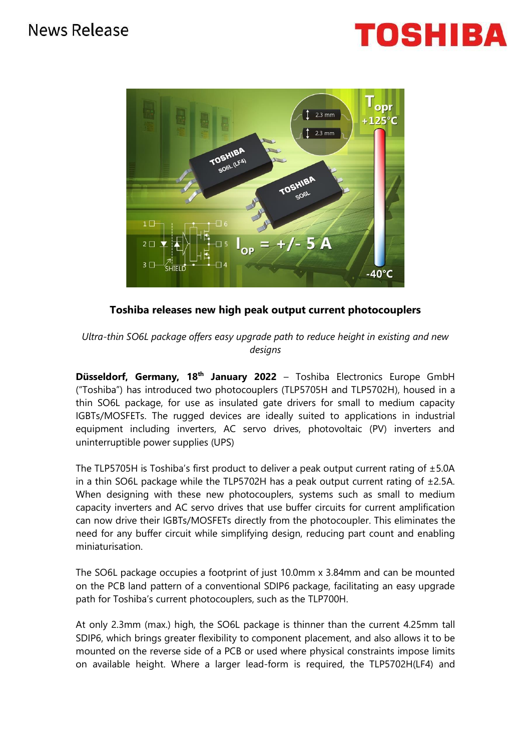News Release

TOSHIBA

**Toshiba releases new high peak output current photocouplers**

*Ultra-thin SO6L package offers easy upgrade path to reduce height in existing and new designs*

**Düsseldorf, Germany, 18th January 2022** – Toshiba Electronics Europe GmbH ("Toshiba") has introduced two photocouplers (TLP5705H and TLP5702H), housed in a thin SO6L package, for use as insulated gate drivers for small to medium capacity IGBTs/MOSFETs. The rugged devices are ideally suited to applications in industrial equipment including inverters, AC servo drives, photovoltaic (PV) inverters and uninterruptible power supplies (UPS)

The TLP5705H is Toshiba's first product to deliver a peak output current rating of ±5.0A in a thin SO6L package while the TLP5702H has a peak output current rating of ±2.5A. When designing with these new photocouplers, systems such as small to medium capacity inverters and AC servo drives that use buffer circuits for current amplification can now drive their IGBTs/MOSFETs directly from the photocoupler. This eliminates the need for any buffer circuit while simplifying design, reducing part count and enabling miniaturisation.

The SO6L package occupies a footprint of just 10.0mm x 3.84mm and can be mounted on the PCB land pattern of a conventional SDIP6 package, facilitating an easy upgrade path for Toshiba's current photocouplers, such as the TLP700H.

At only 2.3mm (max.) high, the SO6L package is thinner than the current 4.25mm tall SDIP6, which brings greater flexibility to component placement, and also allows it to be mounted on the reverse side of a PCB or used where physical constraints impose limits on available height. Where a larger lead-form is required, the TLP5702H(LF4) and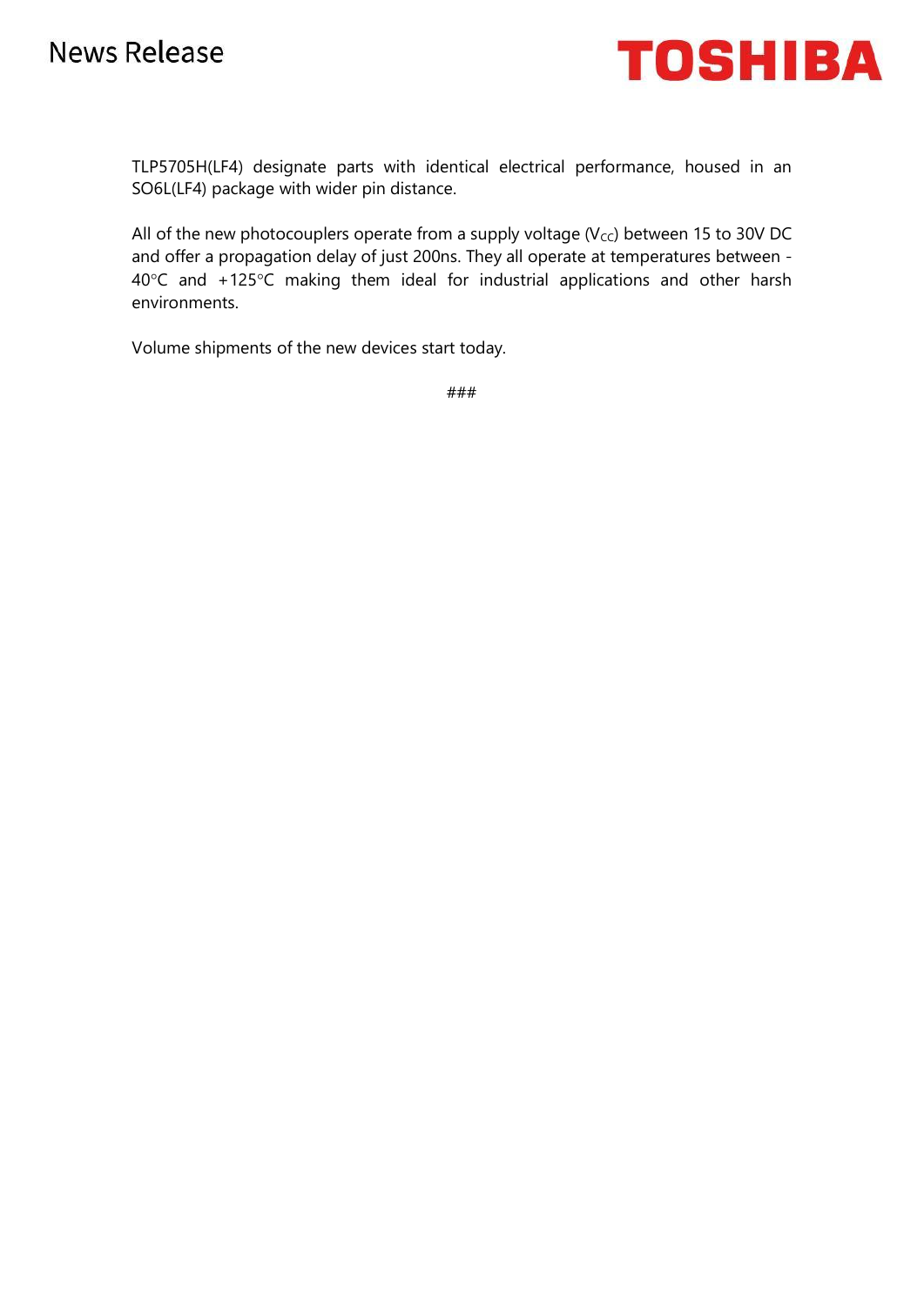TLP5705H(LF4) designate parts with identical electrical performance, housed in an SO6L(LF4) package with wider pin distance.

All of the new photocouplers operate from a supply voltage ($V_{CC}$) between 15 to 30V DC and offer a propagation delay of just 200ns. They all operate at temperatures between -40°C and +125°C making them ideal for industrial applications and other harsh environments.

Volume shipments of the new devices start today.

###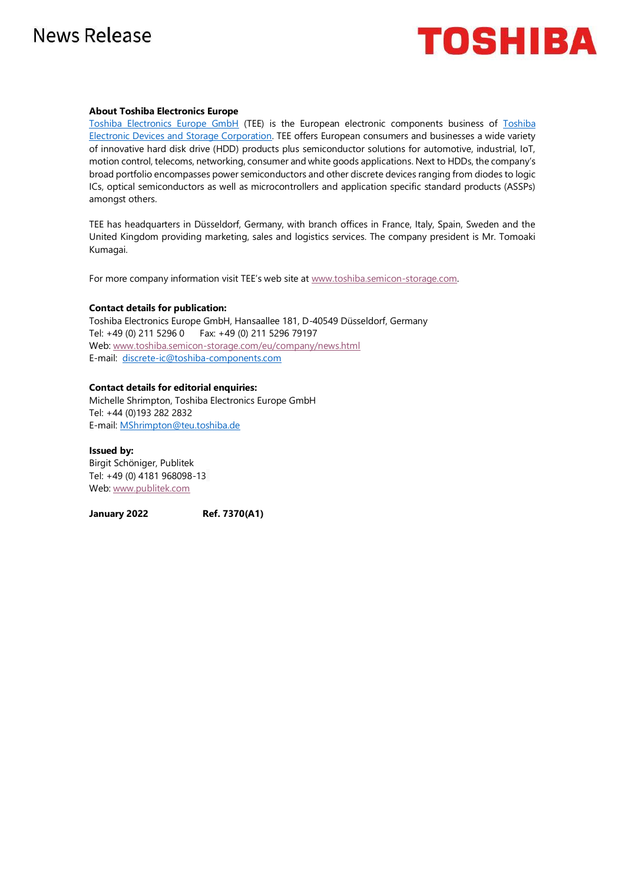**About Toshiba Electronics Europe**

Toshiba Electronics Europe GmbH (TEE) is the European electronic components business of Toshiba Electronic Devices and Storage Corporation. TEE offers European consumers and businesses a wide variety of innovative hard disk drive (HDD) products plus semiconductor solutions for automotive, industrial, IoT, motion control, telecoms, networking, consumer and white goods applications. Next to HDDs, the company's broad portfolio encompasses power semiconductors and other discrete devices ranging from diodes to logic ICs, optical semiconductors as well as microcontrollers and application specific standard products (ASSPs) amongst others.

TEE has headquarters in Düsseldorf, Germany, with branch offices in France, Italy, Spain, Sweden and the United Kingdom providing marketing, sales and logistics services. The company president is Mr. Tomoaki Kumagai.

For more company information visit TEE's web site at www.toshiba.semicon-storage.com.

**Contact details for publication:**
Toshiba Electronics Europe GmbH, Hansaallee 181, D-40549 Düsseldorf, Germany
Tel: +49 (0) 211 5296 0 Fax: +49 (0) 211 5296 79197
Web: www.toshiba.semicon-storage.com/eu/company/news.html
E-mail: discrete-ic@toshiba-components.com

**Contact details for editorial enquiries:**
Michelle Shrimpton, Toshiba Electronics Europe GmbH
Tel: +44 (0)193 282 2832
E-mail: MShrimpton@teu.toshiba.de

**Issued by:**
Birgit Schöniger, Publitek
Tel: +49 (0) 4181 968098-13
Web: www.publitek.com

**January 2022** **Ref. 7370(A1)**